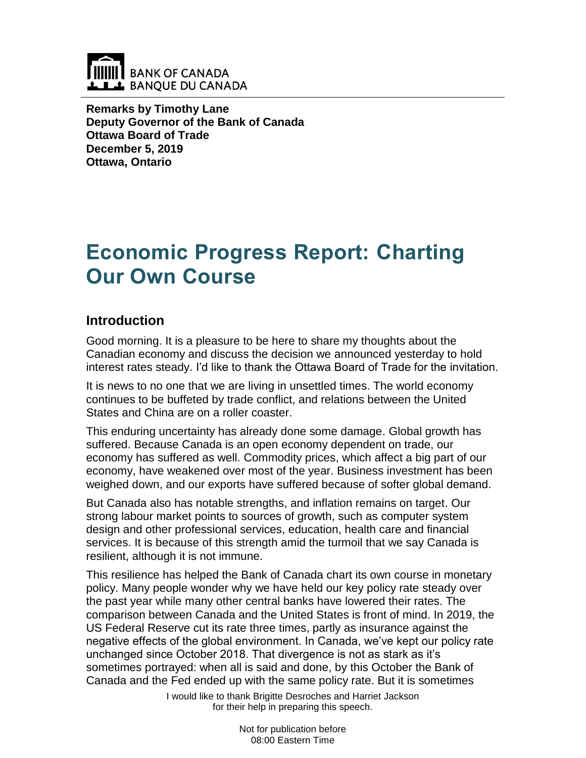BANK OF CANADA
BANQUE DU CANADA

**Remarks by Timothy Lane**
**Deputy Governor of the Bank of Canada**
**Ottawa Board of Trade**
**December 5, 2019**
**Ottawa, Ontario**

# Economic Progress Report: Charting Our Own Course

## Introduction

Good morning. It is a pleasure to be here to share my thoughts about the Canadian economy and discuss the decision we announced yesterday to hold interest rates steady. I'd like to thank the Ottawa Board of Trade for the invitation.

It is news to no one that we are living in unsettled times. The world economy continues to be buffeted by trade conflict, and relations between the United States and China are on a roller coaster.

This enduring uncertainty has already done some damage. Global growth has suffered. Because Canada is an open economy dependent on trade, our economy has suffered as well. Commodity prices, which affect a big part of our economy, have weakened over most of the year. Business investment has been weighed down, and our exports have suffered because of softer global demand.

But Canada also has notable strengths, and inflation remains on target. Our strong labour market points to sources of growth, such as computer system design and other professional services, education, health care and financial services. It is because of this strength amid the turmoil that we say Canada is resilient, although it is not immune.

This resilience has helped the Bank of Canada chart its own course in monetary policy. Many people wonder why we have held our key policy rate steady over the past year while many other central banks have lowered their rates. The comparison between Canada and the United States is front of mind. In 2019, the US Federal Reserve cut its rate three times, partly as insurance against the negative effects of the global environment. In Canada, we've kept our policy rate unchanged since October 2018. That divergence is not as stark as it's sometimes portrayed: when all is said and done, by this October the Bank of Canada and the Fed ended up with the same policy rate. But it is sometimes

I would like to thank Brigitte Desroches and Harriet Jackson for their help in preparing this speech.

Not for publication before 08:00 Eastern Time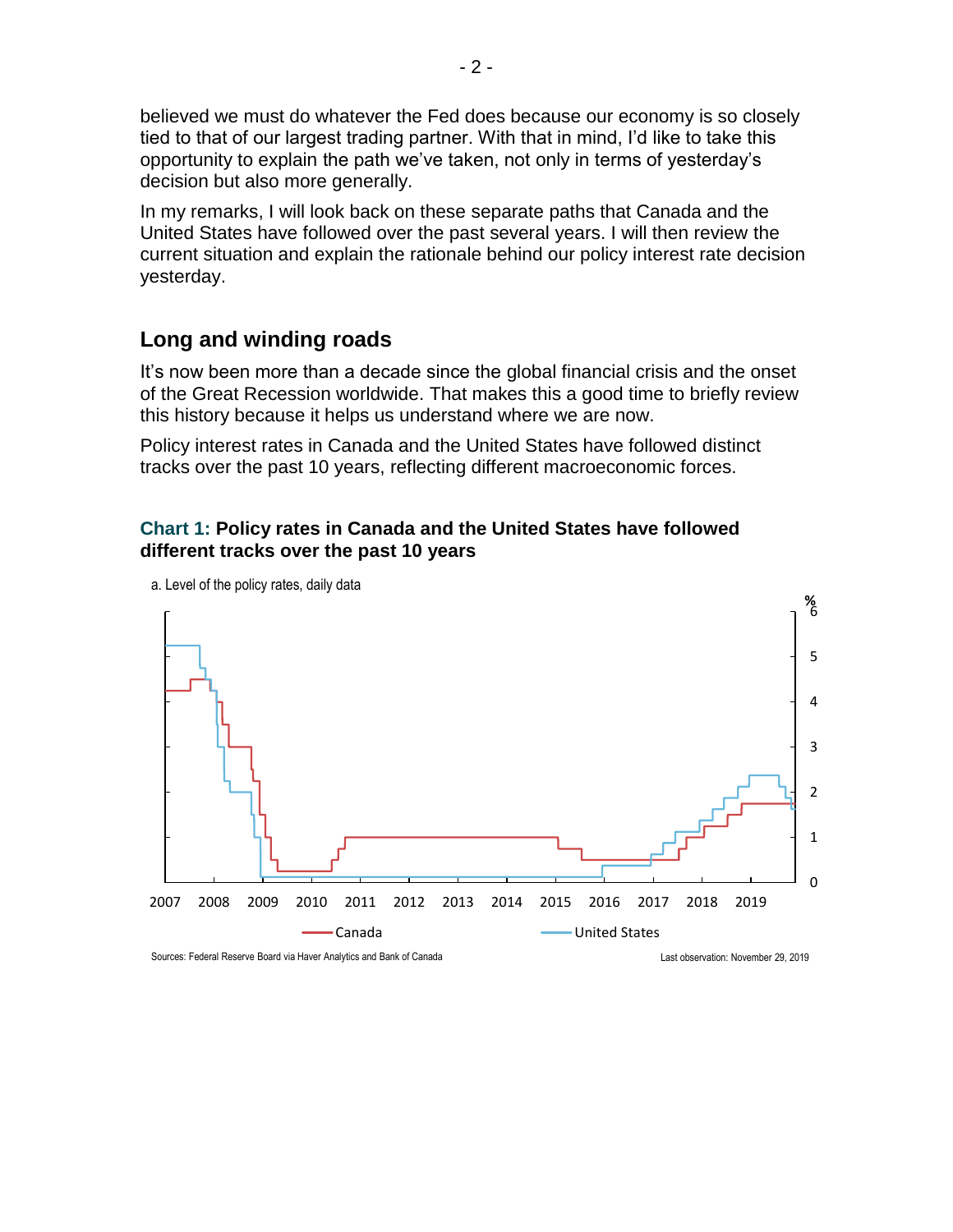believed we must do whatever the Fed does because our economy is so closely tied to that of our largest trading partner. With that in mind, I'd like to take this opportunity to explain the path we've taken, not only in terms of yesterday's decision but also more generally.

In my remarks, I will look back on these separate paths that Canada and the United States have followed over the past several years. I will then review the current situation and explain the rationale behind our policy interest rate decision yesterday.

## Long and winding roads

It's now been more than a decade since the global financial crisis and the onset of the Great Recession worldwide. That makes this a good time to briefly review this history because it helps us understand where we are now.

Policy interest rates in Canada and the United States have followed distinct tracks over the past 10 years, reflecting different macroeconomic forces.

**Chart 1: Policy rates in Canada and the United States have followed different tracks over the past 10 years**

a. Level of the policy rates, daily data

Sources: Federal Reserve Board via Haver Analytics and Bank of Canada

Last observation: November 29, 2019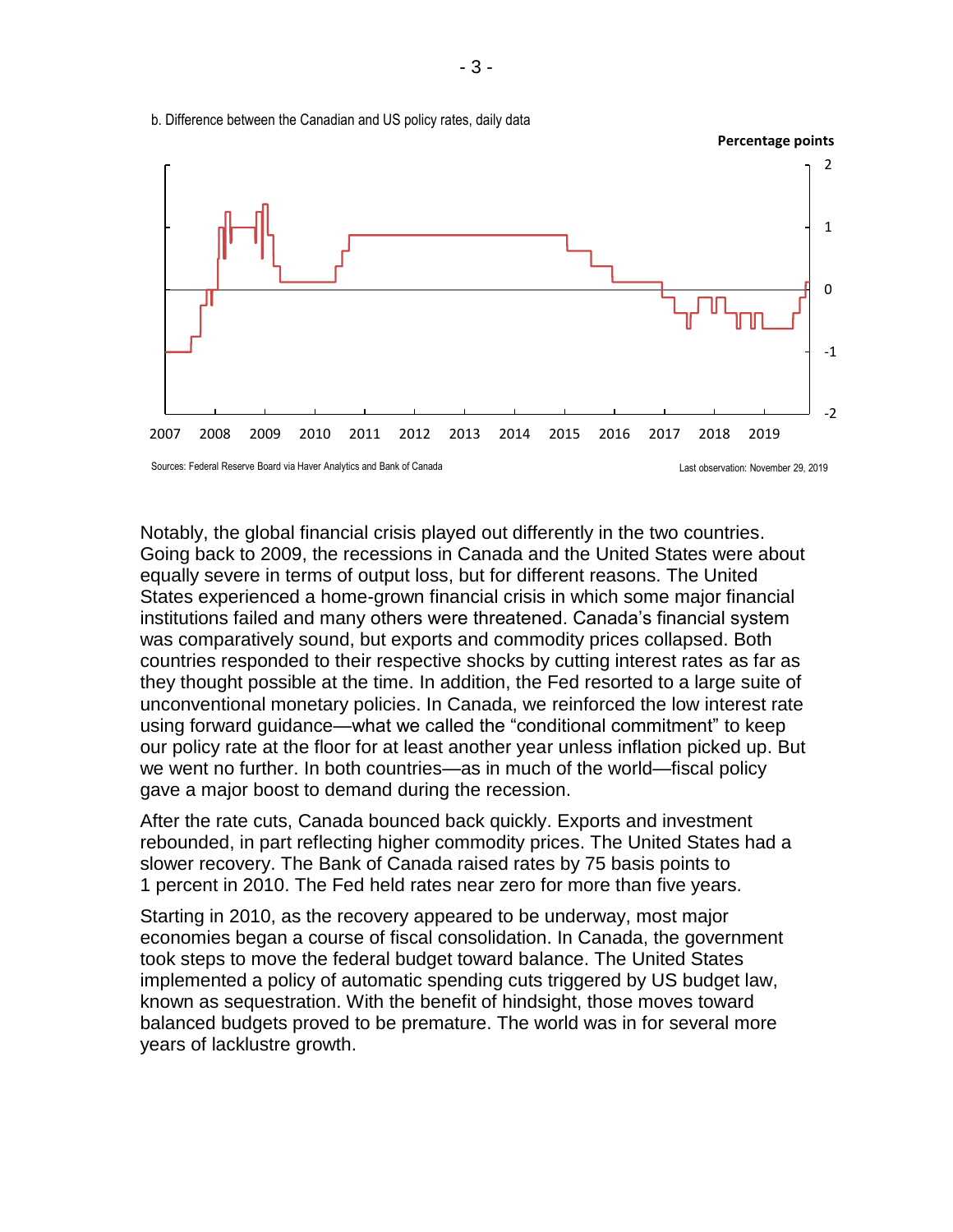b. Difference between the Canadian and US policy rates, daily data

Percentage points

Sources: Federal Reserve Board via Haver Analytics and Bank of Canada

Last observation: November 29, 2019

Notably, the global financial crisis played out differently in the two countries. Going back to 2009, the recessions in Canada and the United States were about equally severe in terms of output loss, but for different reasons. The United States experienced a home-grown financial crisis in which some major financial institutions failed and many others were threatened. Canada's financial system was comparatively sound, but exports and commodity prices collapsed. Both countries responded to their respective shocks by cutting interest rates as far as they thought possible at the time. In addition, the Fed resorted to a large suite of unconventional monetary policies. In Canada, we reinforced the low interest rate using forward guidance—what we called the "conditional commitment" to keep our policy rate at the floor for at least another year unless inflation picked up. But we went no further. In both countries—as in much of the world—fiscal policy gave a major boost to demand during the recession.

After the rate cuts, Canada bounced back quickly. Exports and investment rebounded, in part reflecting higher commodity prices. The United States had a slower recovery. The Bank of Canada raised rates by 75 basis points to 1 percent in 2010. The Fed held rates near zero for more than five years.

Starting in 2010, as the recovery appeared to be underway, most major economies began a course of fiscal consolidation. In Canada, the government took steps to move the federal budget toward balance. The United States implemented a policy of automatic spending cuts triggered by US budget law, known as sequestration. With the benefit of hindsight, those moves toward balanced budgets proved to be premature. The world was in for several more years of lacklustre growth.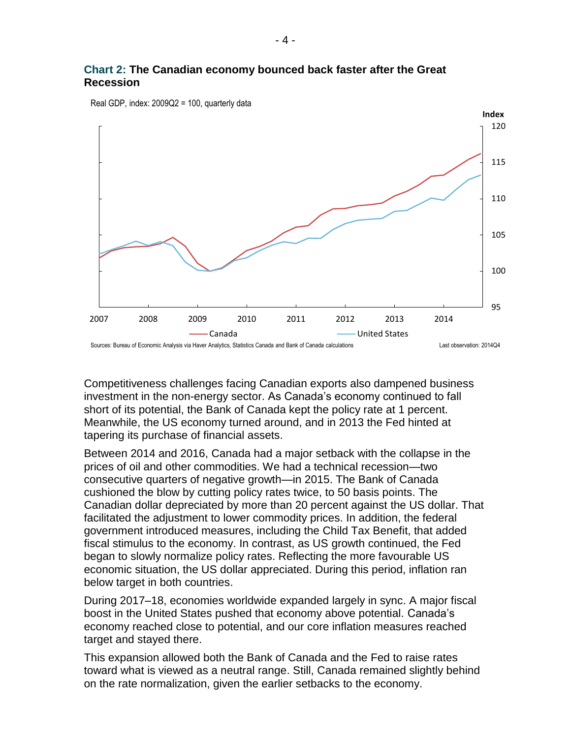**Chart 2: The Canadian economy bounced back faster after the Great Recession**

Real GDP, index: 2009Q2 = 100, quarterly data

Sources: Bureau of Economic Analysis via Haver Analytics, Statistics Canada and Bank of Canada calculations

Last observation: 2014Q4

Competitiveness challenges facing Canadian exports also dampened business investment in the non-energy sector. As Canada's economy continued to fall short of its potential, the Bank of Canada kept the policy rate at 1 percent. Meanwhile, the US economy turned around, and in 2013 the Fed hinted at tapering its purchase of financial assets.

Between 2014 and 2016, Canada had a major setback with the collapse in the prices of oil and other commodities. We had a technical recession—two consecutive quarters of negative growth—in 2015. The Bank of Canada cushioned the blow by cutting policy rates twice, to 50 basis points. The Canadian dollar depreciated by more than 20 percent against the US dollar. That facilitated the adjustment to lower commodity prices. In addition, the federal government introduced measures, including the Child Tax Benefit, that added fiscal stimulus to the economy. In contrast, as US growth continued, the Fed began to slowly normalize policy rates. Reflecting the more favourable US economic situation, the US dollar appreciated. During this period, inflation ran below target in both countries.

During 2017–18, economies worldwide expanded largely in sync. A major fiscal boost in the United States pushed that economy above potential. Canada's economy reached close to potential, and our core inflation measures reached target and stayed there.

This expansion allowed both the Bank of Canada and the Fed to raise rates toward what is viewed as a neutral range. Still, Canada remained slightly behind on the rate normalization, given the earlier setbacks to the economy.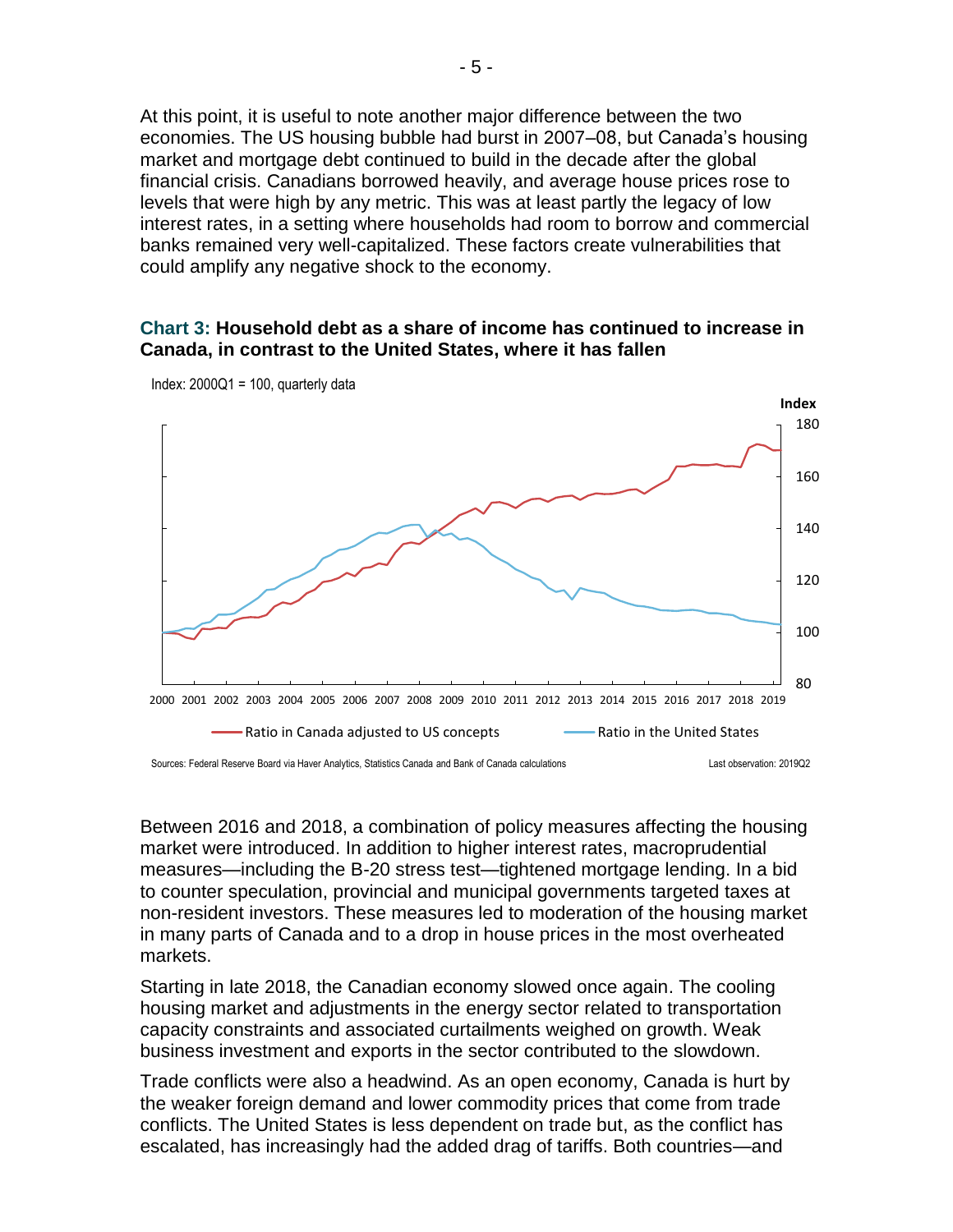At this point, it is useful to note another major difference between the two economies. The US housing bubble had burst in 2007–08, but Canada's housing market and mortgage debt continued to build in the decade after the global financial crisis. Canadians borrowed heavily, and average house prices rose to levels that were high by any metric. This was at least partly the legacy of low interest rates, in a setting where households had room to borrow and commercial banks remained very well-capitalized. These factors create vulnerabilities that could amplify any negative shock to the economy.

**Chart 3: Household debt as a share of income has continued to increase in Canada, in contrast to the United States, where it has fallen**

Index: 2000Q1 = 100, quarterly data

Ratio in Canada adjusted to US concepts — Ratio in the United States

Sources: Federal Reserve Board via Haver Analytics, Statistics Canada and Bank of Canada calculations

Last observation: 2019Q2

Between 2016 and 2018, a combination of policy measures affecting the housing market were introduced. In addition to higher interest rates, macroprudential measures—including the B-20 stress test—tightened mortgage lending. In a bid to counter speculation, provincial and municipal governments targeted taxes at non-resident investors. These measures led to moderation of the housing market in many parts of Canada and to a drop in house prices in the most overheated markets.

Starting in late 2018, the Canadian economy slowed once again. The cooling housing market and adjustments in the energy sector related to transportation capacity constraints and associated curtailments weighed on growth. Weak business investment and exports in the sector contributed to the slowdown.

Trade conflicts were also a headwind. As an open economy, Canada is hurt by the weaker foreign demand and lower commodity prices that come from trade conflicts. The United States is less dependent on trade but, as the conflict has escalated, has increasingly had the added drag of tariffs. Both countries—and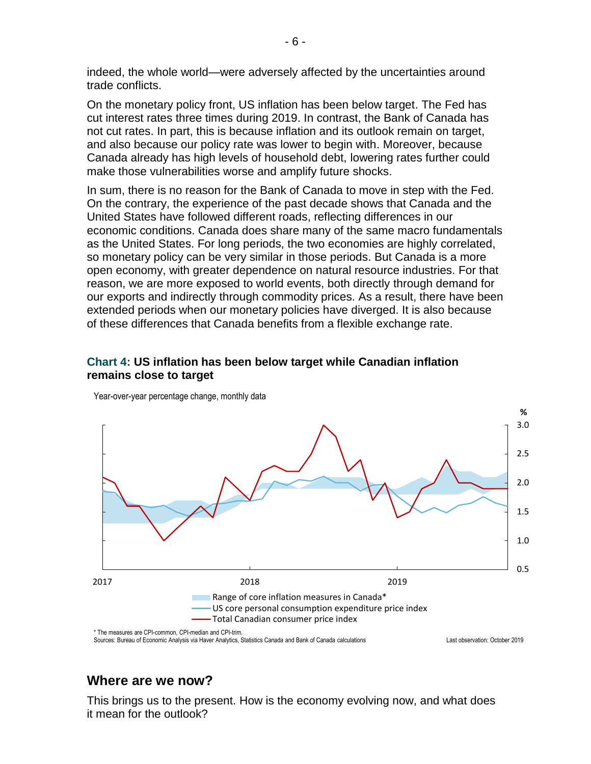indeed, the whole world—were adversely affected by the uncertainties around trade conflicts.

On the monetary policy front, US inflation has been below target. The Fed has cut interest rates three times during 2019. In contrast, the Bank of Canada has not cut rates. In part, this is because inflation and its outlook remain on target, and also because our policy rate was lower to begin with. Moreover, because Canada already has high levels of household debt, lowering rates further could make those vulnerabilities worse and amplify future shocks.

In sum, there is no reason for the Bank of Canada to move in step with the Fed. On the contrary, the experience of the past decade shows that Canada and the United States have followed different roads, reflecting differences in our economic conditions. Canada does share many of the same macro fundamentals as the United States. For long periods, the two economies are highly correlated, so monetary policy can be very similar in those periods. But Canada is a more open economy, with greater dependence on natural resource industries. For that reason, we are more exposed to world events, both directly through demand for our exports and indirectly through commodity prices. As a result, there have been extended periods when our monetary policies have diverged. It is also because of these differences that Canada benefits from a flexible exchange rate.

**Chart 4: US inflation has been below target while Canadian inflation remains close to target**

Year-over-year percentage change, monthly data

Range of core inflation measures in Canada*
US core personal consumption expenditure price index
Total Canadian consumer price index

\* The measures are CPI-common, CPI-median and CPI-trim.
Sources: Bureau of Economic Analysis via Haver Analytics, Statistics Canada and Bank of Canada calculations

Last observation: October 2019

## Where are we now?

This brings us to the present. How is the economy evolving now, and what does it mean for the outlook?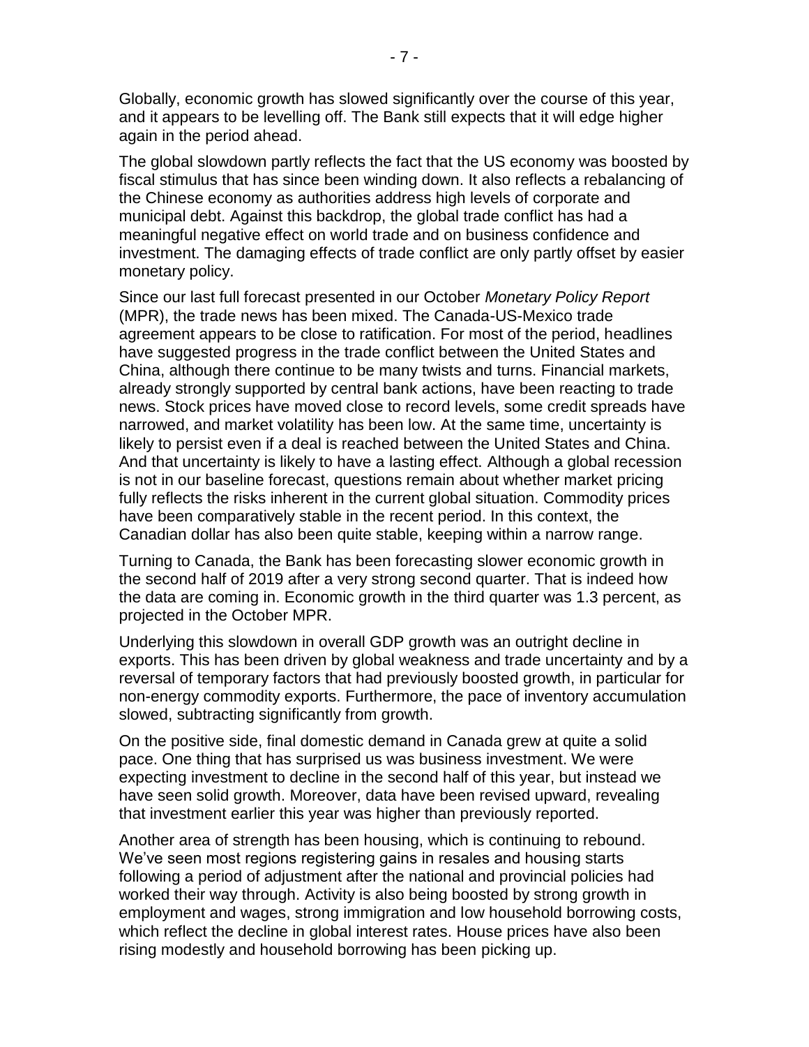Globally, economic growth has slowed significantly over the course of this year, and it appears to be levelling off. The Bank still expects that it will edge higher again in the period ahead.

The global slowdown partly reflects the fact that the US economy was boosted by fiscal stimulus that has since been winding down. It also reflects a rebalancing of the Chinese economy as authorities address high levels of corporate and municipal debt. Against this backdrop, the global trade conflict has had a meaningful negative effect on world trade and on business confidence and investment. The damaging effects of trade conflict are only partly offset by easier monetary policy.

Since our last full forecast presented in our October *Monetary Policy Report* (MPR), the trade news has been mixed. The Canada-US-Mexico trade agreement appears to be close to ratification. For most of the period, headlines have suggested progress in the trade conflict between the United States and China, although there continue to be many twists and turns. Financial markets, already strongly supported by central bank actions, have been reacting to trade news. Stock prices have moved close to record levels, some credit spreads have narrowed, and market volatility has been low. At the same time, uncertainty is likely to persist even if a deal is reached between the United States and China. And that uncertainty is likely to have a lasting effect. Although a global recession is not in our baseline forecast, questions remain about whether market pricing fully reflects the risks inherent in the current global situation. Commodity prices have been comparatively stable in the recent period. In this context, the Canadian dollar has also been quite stable, keeping within a narrow range.

Turning to Canada, the Bank has been forecasting slower economic growth in the second half of 2019 after a very strong second quarter. That is indeed how the data are coming in. Economic growth in the third quarter was 1.3 percent, as projected in the October MPR.

Underlying this slowdown in overall GDP growth was an outright decline in exports. This has been driven by global weakness and trade uncertainty and by a reversal of temporary factors that had previously boosted growth, in particular for non-energy commodity exports. Furthermore, the pace of inventory accumulation slowed, subtracting significantly from growth.

On the positive side, final domestic demand in Canada grew at quite a solid pace. One thing that has surprised us was business investment. We were expecting investment to decline in the second half of this year, but instead we have seen solid growth. Moreover, data have been revised upward, revealing that investment earlier this year was higher than previously reported.

Another area of strength has been housing, which is continuing to rebound. We've seen most regions registering gains in resales and housing starts following a period of adjustment after the national and provincial policies had worked their way through. Activity is also being boosted by strong growth in employment and wages, strong immigration and low household borrowing costs, which reflect the decline in global interest rates. House prices have also been rising modestly and household borrowing has been picking up.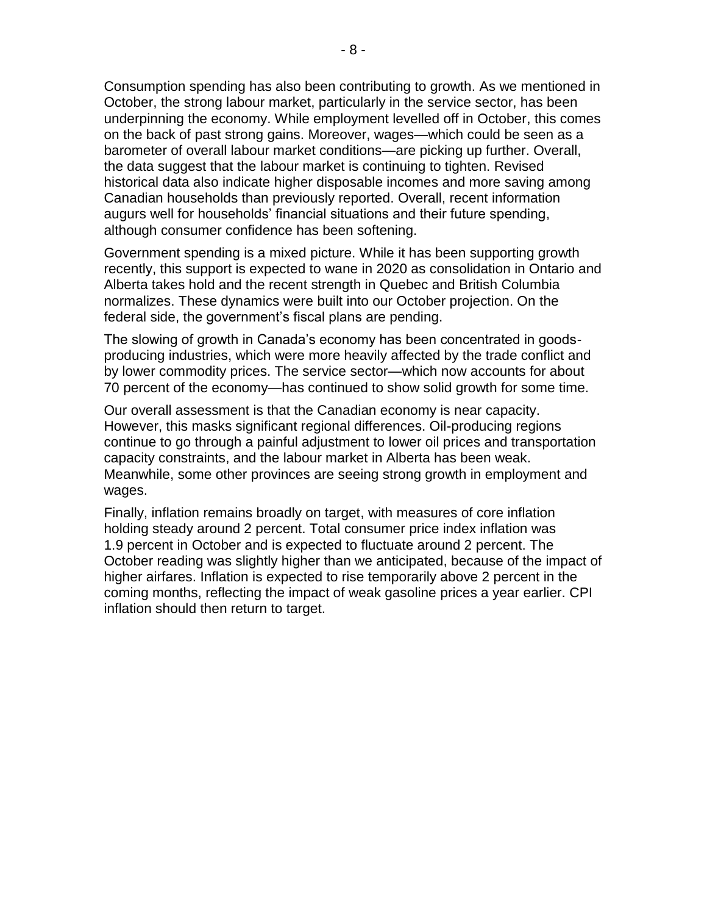Consumption spending has also been contributing to growth. As we mentioned in October, the strong labour market, particularly in the service sector, has been underpinning the economy. While employment levelled off in October, this comes on the back of past strong gains. Moreover, wages—which could be seen as a barometer of overall labour market conditions—are picking up further. Overall, the data suggest that the labour market is continuing to tighten. Revised historical data also indicate higher disposable incomes and more saving among Canadian households than previously reported. Overall, recent information augurs well for households' financial situations and their future spending, although consumer confidence has been softening.

Government spending is a mixed picture. While it has been supporting growth recently, this support is expected to wane in 2020 as consolidation in Ontario and Alberta takes hold and the recent strength in Quebec and British Columbia normalizes. These dynamics were built into our October projection. On the federal side, the government's fiscal plans are pending.

The slowing of growth in Canada's economy has been concentrated in goods-producing industries, which were more heavily affected by the trade conflict and by lower commodity prices. The service sector—which now accounts for about 70 percent of the economy—has continued to show solid growth for some time.

Our overall assessment is that the Canadian economy is near capacity. However, this masks significant regional differences. Oil-producing regions continue to go through a painful adjustment to lower oil prices and transportation capacity constraints, and the labour market in Alberta has been weak. Meanwhile, some other provinces are seeing strong growth in employment and wages.

Finally, inflation remains broadly on target, with measures of core inflation holding steady around 2 percent. Total consumer price index inflation was 1.9 percent in October and is expected to fluctuate around 2 percent. The October reading was slightly higher than we anticipated, because of the impact of higher airfares. Inflation is expected to rise temporarily above 2 percent in the coming months, reflecting the impact of weak gasoline prices a year earlier. CPI inflation should then return to target.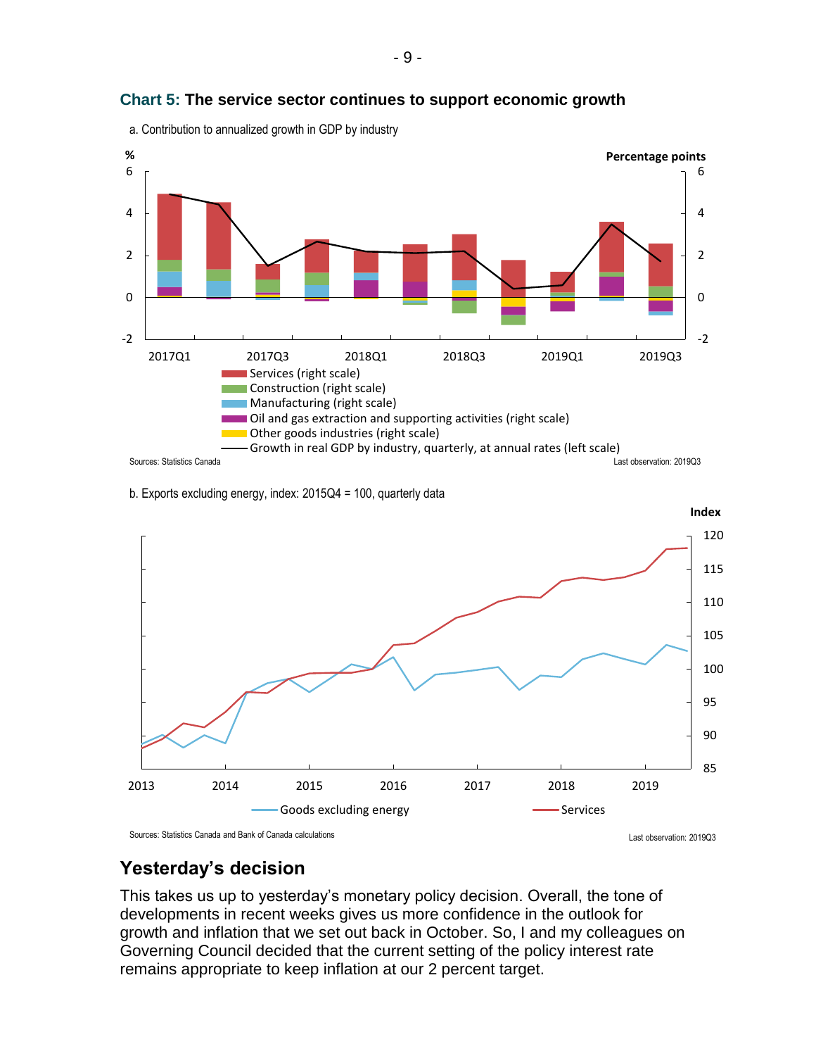**Chart 5: The service sector continues to support economic growth**

a. Contribution to annualized growth in GDP by industry

- Services (right scale)
- Construction (right scale)
- Manufacturing (right scale)
- Oil and gas extraction and supporting activities (right scale)
- Other goods industries (right scale)
- Growth in real GDP by industry, quarterly, at annual rates (left scale)

Sources: Statistics Canada

Last observation: 2019Q3

b. Exports excluding energy, index: 2015Q4 = 100, quarterly data

- Goods excluding energy
- Services

Sources: Statistics Canada and Bank of Canada calculations

Last observation: 2019Q3

## Yesterday's decision

This takes us up to yesterday's monetary policy decision. Overall, the tone of developments in recent weeks gives us more confidence in the outlook for growth and inflation that we set out back in October. So, I and my colleagues on Governing Council decided that the current setting of the policy interest rate remains appropriate to keep inflation at our 2 percent target.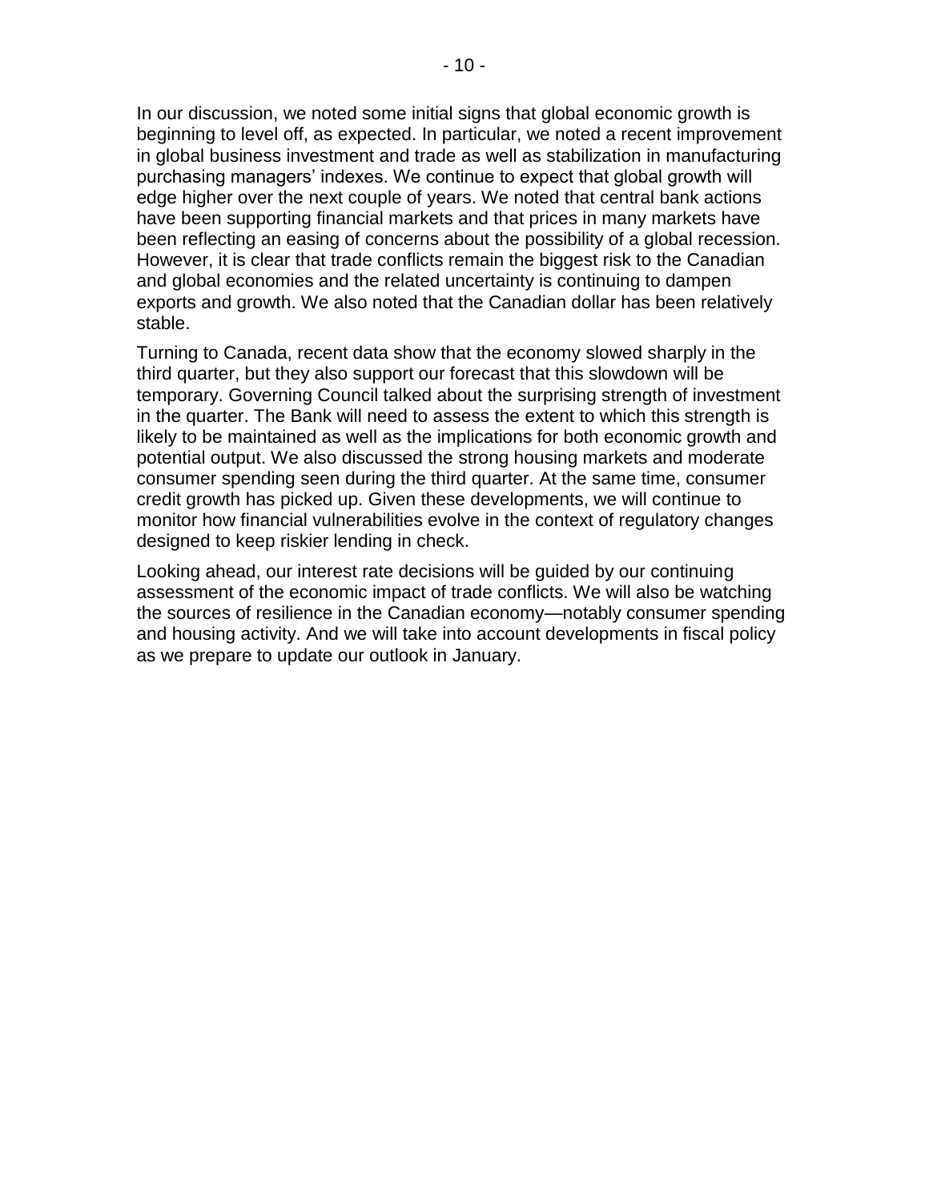In our discussion, we noted some initial signs that global economic growth is beginning to level off, as expected. In particular, we noted a recent improvement in global business investment and trade as well as stabilization in manufacturing purchasing managers' indexes. We continue to expect that global growth will edge higher over the next couple of years. We noted that central bank actions have been supporting financial markets and that prices in many markets have been reflecting an easing of concerns about the possibility of a global recession. However, it is clear that trade conflicts remain the biggest risk to the Canadian and global economies and the related uncertainty is continuing to dampen exports and growth. We also noted that the Canadian dollar has been relatively stable.

Turning to Canada, recent data show that the economy slowed sharply in the third quarter, but they also support our forecast that this slowdown will be temporary. Governing Council talked about the surprising strength of investment in the quarter. The Bank will need to assess the extent to which this strength is likely to be maintained as well as the implications for both economic growth and potential output. We also discussed the strong housing markets and moderate consumer spending seen during the third quarter. At the same time, consumer credit growth has picked up. Given these developments, we will continue to monitor how financial vulnerabilities evolve in the context of regulatory changes designed to keep riskier lending in check.

Looking ahead, our interest rate decisions will be guided by our continuing assessment of the economic impact of trade conflicts. We will also be watching the sources of resilience in the Canadian economy—notably consumer spending and housing activity. And we will take into account developments in fiscal policy as we prepare to update our outlook in January.